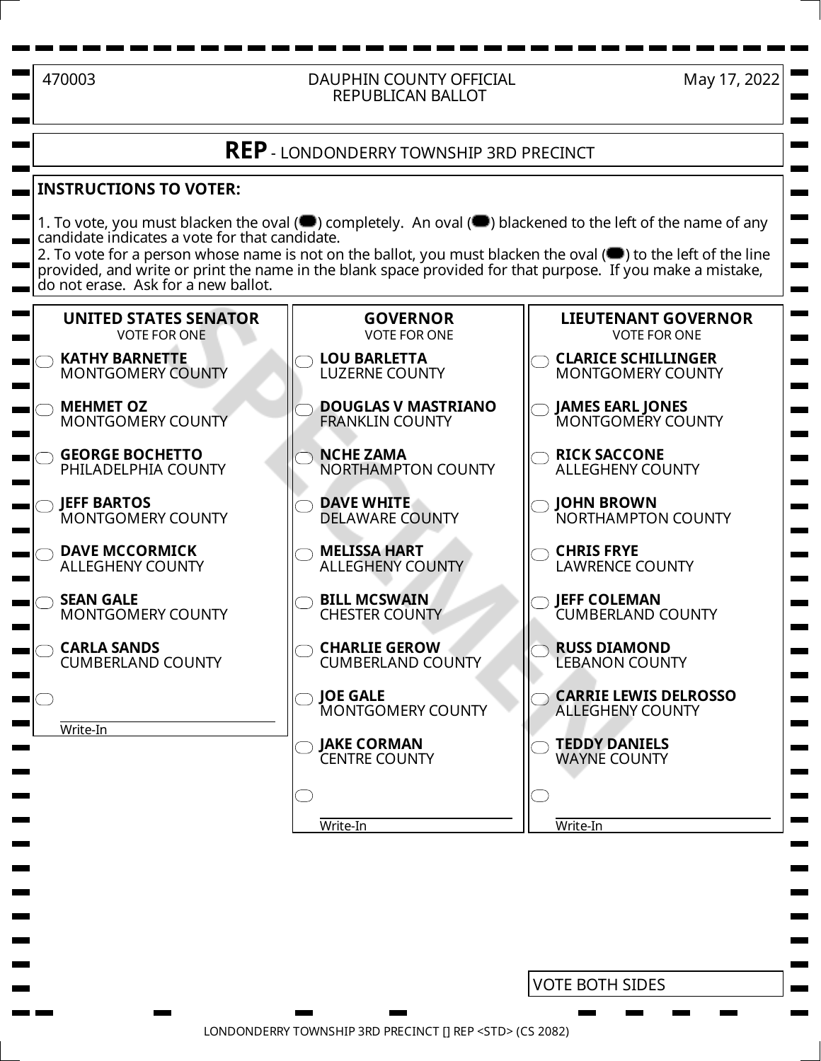470003

DAUPHIN COUNTY OFFICIAL
REPUBLICAN BALLOT

May 17, 2022

# **REP** - LONDONDERRY TOWNSHIP 3RD PRECINCT

**INSTRUCTIONS TO VOTER:**

1. To vote, you must blacken the oval (⬬) completely. An oval (⬬) blackened to the left of the name of any candidate indicates a vote for that candidate.
2. To vote for a person whose name is not on the ballot, you must blacken the oval (⬬) to the left of the line provided, and write or print the name in the blank space provided for that purpose. If you make a mistake, do not erase. Ask for a new ballot.

## UNITED STATES SENATOR
VOTE FOR ONE

- **KATHY BARNETTE** MONTGOMERY COUNTY
- **MEHMET OZ** MONTGOMERY COUNTY
- **GEORGE BOCHETTO** PHILADELPHIA COUNTY
- **JEFF BARTOS** MONTGOMERY COUNTY
- **DAVE MCCORMICK** ALLEGHENY COUNTY
- **SEAN GALE** MONTGOMERY COUNTY
- **CARLA SANDS** CUMBERLAND COUNTY
- Write-In

## GOVERNOR
VOTE FOR ONE

- **LOU BARLETTA** LUZERNE COUNTY
- **DOUGLAS V MASTRIANO** FRANKLIN COUNTY
- **NCHE ZAMA** NORTHAMPTON COUNTY
- **DAVE WHITE** DELAWARE COUNTY
- **MELISSA HART** ALLEGHENY COUNTY
- **BILL MCSWAIN** CHESTER COUNTY
- **CHARLIE GEROW** CUMBERLAND COUNTY
- **JOE GALE** MONTGOMERY COUNTY
- **JAKE CORMAN** CENTRE COUNTY
- Write-In

## LIEUTENANT GOVERNOR
VOTE FOR ONE

- **CLARICE SCHILLINGER** MONTGOMERY COUNTY
- **JAMES EARL JONES** MONTGOMERY COUNTY
- **RICK SACCONE** ALLEGHENY COUNTY
- **JOHN BROWN** NORTHAMPTON COUNTY
- **CHRIS FRYE** LAWRENCE COUNTY
- **JEFF COLEMAN** CUMBERLAND COUNTY
- **RUSS DIAMOND** LEBANON COUNTY
- **CARRIE LEWIS DELROSSO** ALLEGHENY COUNTY
- **TEDDY DANIELS** WAYNE COUNTY
- Write-In

VOTE BOTH SIDES

LONDONDERRY TOWNSHIP 3RD PRECINCT [] REP <STD> (CS 2082)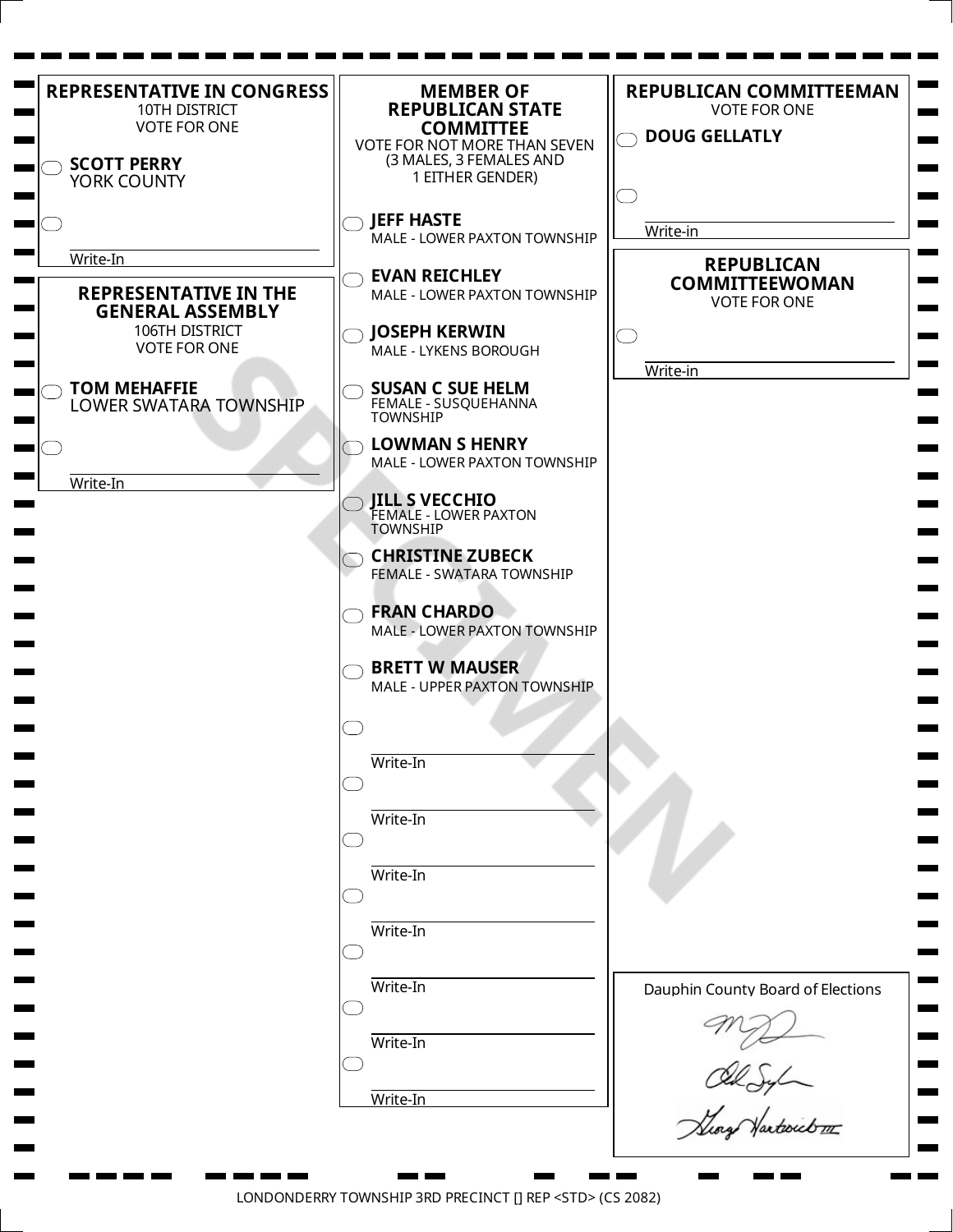## REPRESENTATIVE IN CONGRESS

10TH DISTRICT
VOTE FOR ONE

- **SCOTT PERRY**
  YORK COUNTY
- Write-In

## REPRESENTATIVE IN THE GENERAL ASSEMBLY

106TH DISTRICT
VOTE FOR ONE

- **TOM MEHAFFIE**
  LOWER SWATARA TOWNSHIP
- Write-In

## MEMBER OF REPUBLICAN STATE COMMITTEE

VOTE FOR NOT MORE THAN SEVEN
(3 MALES, 3 FEMALES AND 1 EITHER GENDER)

- **JEFF HASTE**
  MALE - LOWER PAXTON TOWNSHIP
- **EVAN REICHLEY**
  MALE - LOWER PAXTON TOWNSHIP
- **JOSEPH KERWIN**
  MALE - LYKENS BOROUGH
- **SUSAN C SUE HELM**
  FEMALE - SUSQUEHANNA TOWNSHIP
- **LOWMAN S HENRY**
  MALE - LOWER PAXTON TOWNSHIP
- **JILL S VECCHIO**
  FEMALE - LOWER PAXTON TOWNSHIP
- **CHRISTINE ZUBECK**
  FEMALE - SWATARA TOWNSHIP
- **FRAN CHARDO**
  MALE - LOWER PAXTON TOWNSHIP
- **BRETT W MAUSER**
  MALE - UPPER PAXTON TOWNSHIP
- Write-In
- Write-In
- Write-In
- Write-In
- Write-In
- Write-In
- Write-In

## REPUBLICAN COMMITTEEMAN

VOTE FOR ONE

- **DOUG GELLATLY**
- Write-in

## REPUBLICAN COMMITTEEWOMAN

VOTE FOR ONE

- Write-in

Dauphin County Board of Elections

SPECIMEN

LONDONDERRY TOWNSHIP 3RD PRECINCT [] REP <STD> (CS 2082)